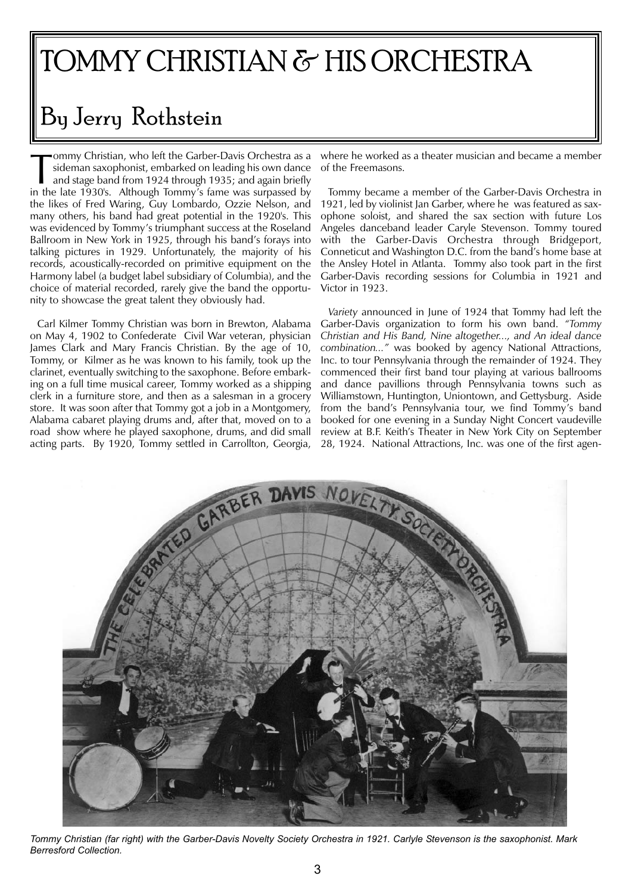# TOMMY CHRISTIAN & HIS ORCHESTRA

## By Jerry Rothstein

Tommy Christian, who left the Garber-Davis Orchestra as a sideman saxophonist, embarked on leading his own dance and stage band from 1924 through 1935; and again briefly in the late 1930's. Although Tommy's fame was surpassed by the likes of Fred Waring, Guy Lombardo, Ozzie Nelson, and many others, his band had great potential in the 1920's. This was evidenced by Tommy's triumphant success at the Roseland Ballroom in New York in 1925, through his band's forays into talking pictures in 1929. Unfortunately, the majority of his records, acoustically-recorded on primitive equipment on the Harmony label (a budget label subsidiary of Columbia), and the choice of material recorded, rarely give the band the opportunity to showcase the great talent they obviously had.

Carl Kilmer Tommy Christian was born in Brewton, Alabama on May 4, 1902 to Confederate Civil War veteran, physician James Clark and Mary Francis Christian. By the age of 10, Tommy, or Kilmer as he was known to his family, took up the clarinet, eventually switching to the saxophone. Before embarking on a full time musical career, Tommy worked as a shipping clerk in a furniture store, and then as a salesman in a grocery store. It was soon after that Tommy got a job in a Montgomery, Alabama cabaret playing drums and, after that, moved on to a road show where he played saxophone, drums, and did small acting parts. By 1920, Tommy settled in Carrollton, Georgia, where he worked as a theater musician and became a member of the Freemasons.

Tommy became a member of the Garber-Davis Orchestra in 1921, led by violinist Jan Garber, where he was featured as saxophone soloist, and shared the sax section with future Los Angeles danceband leader Caryle Stevenson. Tommy toured with the Garber-Davis Orchestra through Bridgeport, Conneticut and Washington D.C. from the band's home base at the Ansley Hotel in Atlanta. Tommy also took part in the first Garber-Davis recording sessions for Columbia in 1921 and Victor in 1923.

*Variety* announced in June of 1924 that Tommy had left the Garber-Davis organization to form his own band. *"Tommy Christian and His Band, Nine altogether..., and An ideal dance combination..."* was booked by agency National Attractions, Inc. to tour Pennsylvania through the remainder of 1924. They commenced their first band tour playing at various ballrooms and dance pavillions through Pennsylvania towns such as Williamstown, Huntington, Uniontown, and Gettysburg. Aside from the band's Pennsylvania tour, we find Tommy's band booked for one evening in a Sunday Night Concert vaudeville review at B.F. Keith's Theater in New York City on September 28, 1924. National Attractions, Inc. was one of the first agen-

*Tommy Christian (far right) with the Garber-Davis Novelty Society Orchestra in 1921. Carlyle Stevenson is the saxophonist. Mark Berresford Collection.*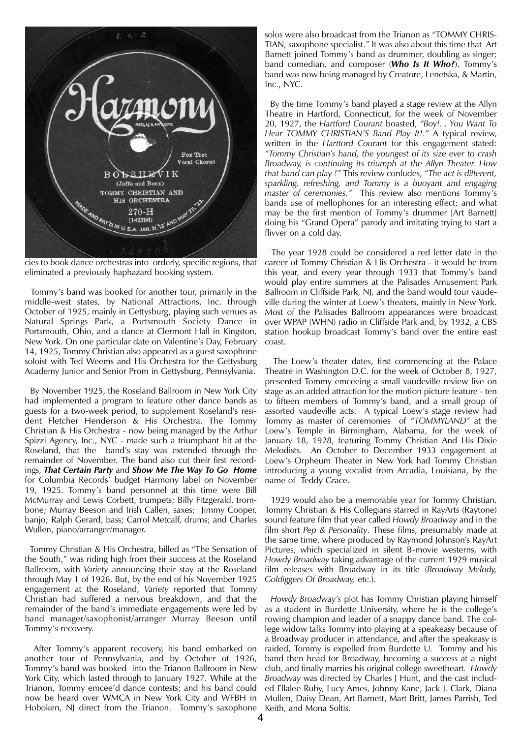cies to book dance orchestras into orderly, specific regions, that eliminated a previously haphazard booking system.

Tommy's band was booked for another tour, primarily in the middle-west states, by National Attractions, Inc. through October of 1925, mainly in Gettysburg, playing such venues as Natural Springs Park, a Portsmouth Society Dance in Portsmouth, Ohio, and a dance at Clermont Hall in Kingston, New York. On one particular date on Valentine's Day, February 14, 1925, Tommy Christian also appeared as a guest saxophone soloist with Ted Weems and His Orchestra for the Gettysburg Academy Junior and Senior Prom in Gettysburg, Pennsylvania.

By November 1925, the Roseland Ballroom in New York City had implemented a program to feature other dance bands as guests for a two-week period, to supplement Roseland's resident Fletcher Henderson & His Orchestra. The Tommy Christian & His Orchestra - now being managed by the Arthur Spizzi Agency, Inc., NYC - made such a triumphant hit at the Roseland, that the band's stay was extended through the remainder of November. The band also cut their first recordings, ***That Certain Party*** and ***Show Me The Way To Go Home*** for Columbia Records' budget Harmony label on November 19, 1925. Tommy's band personnel at this time were Bill McMurray and Lewis Corbett, trumpets; Billy Fitzgerald, trombone; Murray Beeson and Irish Callen, saxes; Jimmy Cooper, banjo; Ralph Gerard, bass; Carrol Metcalf, drums; and Charles Wullen, piano/arranger/manager.

Tommy Christian & His Orchestra, billed as "The Sensation of the South," was riding high from their success at the Roseland Ballroom, with *Variety* announcing their stay at the Roseland through May 1 of 1926. But, by the end of his November 1925 engagement at the Roseland, *Variety* reported that Tommy Christian had suffered a nervous breakdown, and that the remainder of the band's immediate engagements were led by band manager/saxophonist/arranger Murray Beeson until Tommy's recovery.

After Tommy's apparent recovery, his band embarked on another tour of Pennsylvania, and by October of 1926, Tommy's band was booked into the Trianon Ballroom in New York City, which lasted through to January 1927. While at the Trianon, Tommy emcee'd dance contests; and his band could now be heard over WMCA in New York City and WFBH in Hoboken, NJ direct from the Trianon. Tommy's saxophone solos were also broadcast from the Trianon as "TOMMY CHRISTIAN, saxophone specialist." It was also about this time that Art Barnett joined Tommy's band as drummer, doubling as singer; band comedian, and composer (***Who Is It Who?***). Tommy's band was now being managed by Creatore, Lenetska, & Martin, Inc., NYC.

By the time Tommy's band played a stage review at the Allyn Theatre in Hartford, Connecticut, for the week of November 20, 1927, the *Hartford Courant* boasted, *"Boy!... You Want To Hear TOMMY CHRISTIAN'S Band Play It!."* A typical review, written in the *Hartford Courant* for this engagement stated: *"Tommy Christian's band, the youngest of its size ever to crash Broadway, is continuing its triumph at the Allyn Theater. How that band can play !"* This review conludes, *"The act is different, sparkling, refreshing, and Tommy is a buoyant and engaging master of ceremonies."* This review also mentions Tommy's bands use of mellophones for an interesting effect; and what may be the first mention of Tommy's drummer [Art Barnett] doing his "Grand Opera" parody and imitating trying to start a flivver on a cold day.

The year 1928 could be considered a red letter date in the career of Tommy Christian & His Orchestra - it would be from this year, and every year through 1933 that Tommy's band would play entire summers at the Palisades Amusement Park Ballroom in Cliffside Park, NJ, and the band would tour vaudeville during the winter at Loew's theaters, mainly in New York. Most of the Palisades Ballroom appearances were broadcast over WPAP (WHN) radio in Cliffside Park and, by 1932, a CBS station hookup broadcast Tommy's band over the entire east coast.

The Loew's theater dates, first commencing at the Palace Theatre in Washington D.C. for the week of October 8, 1927, presented Tommy emceeing a small vaudeville review live on stage as an added attraction for the motion picture feature - ten to fifteen members of Tommy's band, and a small group of assorted vaudeville acts. A typical Loew's stage review had Tommy as master of ceremonies of *"TOMMYLAND"* at the Loew's Temple in Birmingham, Alabama, for the week of January 18, 1928, featuring Tommy Christian And His Dixie Melodists. An October to December 1933 engagement at Loew's Orpheum Theater in New York had Tommy Christian introducing a young vocalist from Arcadia, Louisiana, by the name of Teddy Grace.

1929 would also be a memorable year for Tommy Christian. Tommy Christian & His Collegians starred in RayArts (Raytone) sound feature film that year called *Howdy Broadway* and in the film short *Pep & Personality*. These films, presumably made at the same time, where produced by Raymond Johnson's RayArt Pictures, which specialized in silent B-movie westerns, with *Howdy Broadway* taking advantage of the current 1929 musical film releases with Broadway in its title (*Broadway Melody, Goldiggers Of Broadway,* etc.).

*Howdy Broadway's* plot has Tommy Christian playing himself as a student in Burdette University, where he is the college's rowing champion and leader of a snappy dance band. The college widow talks Tommy into playing at a speakeasy because of a Broadway producer in attendance, and after the speakeasy is raided, Tommy is expelled from Burdette U. Tommy and his band then head for Broadway, becoming a success at a night club, and finally marries his original college sweetheart. *Howdy Broadway* was directed by Charles J Hunt, and the cast included Ellalee Ruby, Lucy Ames, Johnny Kane, Jack J. Clark, Diana Mullen, Daisy Dean, Art Barnett, Mart Britt, James Parrish, Ted Keith, and Mona Soltis.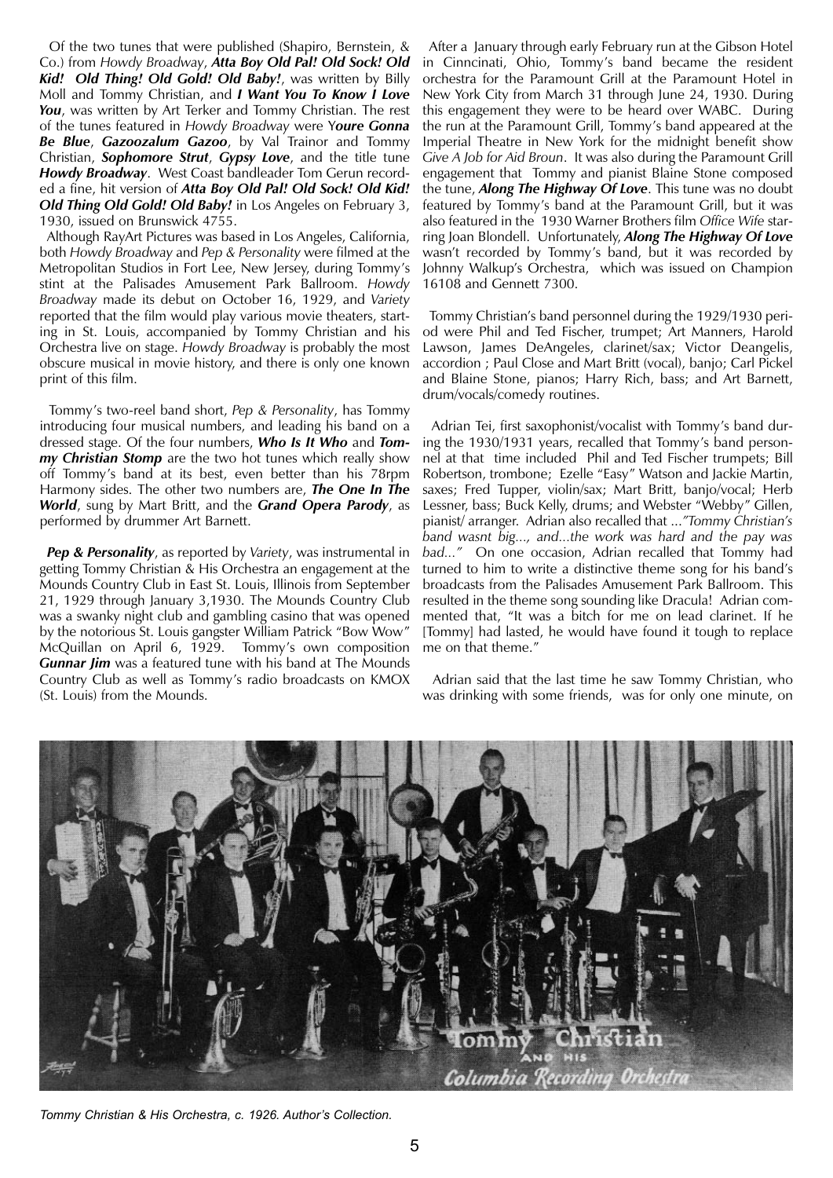Of the two tunes that were published (Shapiro, Bernstein, & Co.) from *Howdy Broadway*, ***Atta Boy Old Pal! Old Sock! Old Kid! Old Thing! Old Gold! Old Baby!***, was written by Billy Moll and Tommy Christian, and ***I Want You To Know I Love You***, was written by Art Terker and Tommy Christian. The rest of the tunes featured in *Howdy Broadway* were Y***oure Gonna Be Blue***, ***Gazoozalum Gazoo***, by Val Trainor and Tommy Christian, ***Sophomore Strut***, ***Gypsy Love***, and the title tune ***Howdy Broadway***. West Coast bandleader Tom Gerun recorded a fine, hit version of ***Atta Boy Old Pal! Old Sock! Old Kid! Old Thing Old Gold! Old Baby!*** in Los Angeles on February 3, 1930, issued on Brunswick 4755.

Although RayArt Pictures was based in Los Angeles, California, both *Howdy Broadway* and *Pep & Personality* were filmed at the Metropolitan Studios in Fort Lee, New Jersey, during Tommy's stint at the Palisades Amusement Park Ballroom. *Howdy Broadway* made its debut on October 16, 1929, and *Variety* reported that the film would play various movie theaters, starting in St. Louis, accompanied by Tommy Christian and his Orchestra live on stage. *Howdy Broadway* is probably the most obscure musical in movie history, and there is only one known print of this film.

Tommy's two-reel band short, *Pep & Personality*, has Tommy introducing four musical numbers, and leading his band on a dressed stage. Of the four numbers, ***Who Is It Who*** and ***Tommy Christian Stomp*** are the two hot tunes which really show off Tommy's band at its best, even better than his 78rpm Harmony sides. The other two numbers are, ***The One In The World***, sung by Mart Britt, and the ***Grand Opera Parody***, as performed by drummer Art Barnett.

***Pep & Personality***, as reported by *Variety*, was instrumental in getting Tommy Christian & His Orchestra an engagement at the Mounds Country Club in East St. Louis, Illinois from September 21, 1929 through January 3,1930. The Mounds Country Club was a swanky night club and gambling casino that was opened by the notorious St. Louis gangster William Patrick "Bow Wow" McQuillan on April 6, 1929. Tommy's own composition ***Gunnar Jim*** was a featured tune with his band at The Mounds Country Club as well as Tommy's radio broadcasts on KMOX (St. Louis) from the Mounds.

After a January through early February run at the Gibson Hotel in Cinncinati, Ohio, Tommy's band became the resident orchestra for the Paramount Grill at the Paramount Hotel in New York City from March 31 through June 24, 1930. During this engagement they were to be heard over WABC. During the run at the Paramount Grill, Tommy's band appeared at the Imperial Theatre in New York for the midnight benefit show *Give A Job for Aid Broun*. It was also during the Paramount Grill engagement that Tommy and pianist Blaine Stone composed the tune, ***Along The Highway Of Love***. This tune was no doubt featured by Tommy's band at the Paramount Grill, but it was also featured in the 1930 Warner Brothers film *Office Wife* starring Joan Blondell. Unfortunately, ***Along The Highway Of Love*** wasn't recorded by Tommy's band, but it was recorded by Johnny Walkup's Orchestra, which was issued on Champion 16108 and Gennett 7300.

Tommy Christian's band personnel during the 1929/1930 period were Phil and Ted Fischer, trumpet; Art Manners, Harold Lawson, James DeAngeles, clarinet/sax; Victor Deangelis, accordion ; Paul Close and Mart Britt (vocal), banjo; Carl Pickel and Blaine Stone, pianos; Harry Rich, bass; and Art Barnett, drum/vocals/comedy routines.

Adrian Tei, first saxophonist/vocalist with Tommy's band during the 1930/1931 years, recalled that Tommy's band personnel at that time included Phil and Ted Fischer trumpets; Bill Robertson, trombone; Ezelle "Easy" Watson and Jackie Martin, saxes; Fred Tupper, violin/sax; Mart Britt, banjo/vocal; Herb Lessner, bass; Buck Kelly, drums; and Webster "Webby" Gillen, pianist/ arranger. Adrian also recalled that ...*"Tommy Christian's band wasnt big..., and...the work was hard and the pay was bad..."* On one occasion, Adrian recalled that Tommy had turned to him to write a distinctive theme song for his band's broadcasts from the Palisades Amusement Park Ballroom. This resulted in the theme song sounding like Dracula! Adrian commented that, "It was a bitch for me on lead clarinet. If he [Tommy] had lasted, he would have found it tough to replace me on that theme."

Adrian said that the last time he saw Tommy Christian, who was drinking with some friends, was for only one minute, on

*Tommy Christian & His Orchestra, c. 1926. Author's Collection.*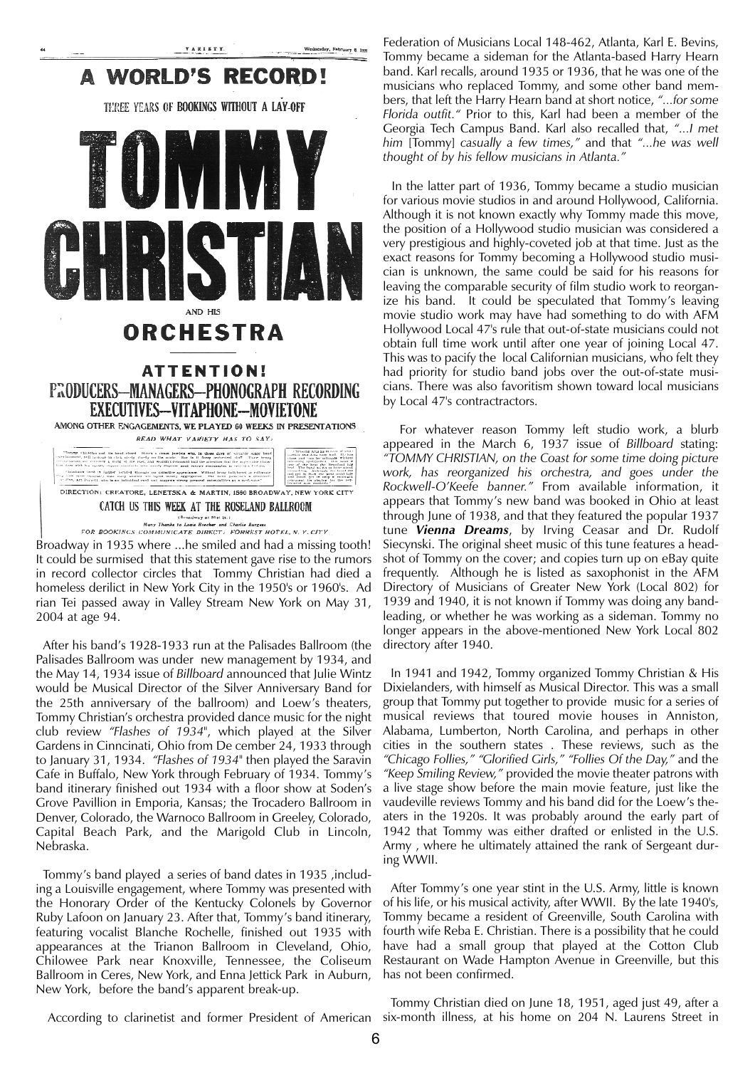A WORLD'S RECORD!

THREE YEARS OF BOOKINGS WITHOUT A LAY-OFF

# TOMMY CHRISTIAN

AND HIS

## ORCHESTRA

### ATTENTION!

### PRODUCERS—MANAGERS—PHONOGRAPH RECORDING EXECUTIVES—VITAPHONE—MOVIETONE

AMONG OTHER ENGAGEMENTS, WE PLAYED 60 WEEKS IN PRESENTATIONS

*READ WHAT VARIETY HAS TO SAY:*

DIRECTION: CREATORE, LENETSKA & MARTIN, 1560 BROADWAY, NEW YORK CITY

CATCH US THIS WEEK AT THE ROSELAND BALLROOM

(Broadway at 51st St.)

*Many Thanks to Louis Brecher and Charlie Burgess*

*FOR BOOKINGS COMMUNICATE DIRECT: FORREST HOTEL, N. Y. CITY*

Broadway in 1935 where ...he smiled and had a missing tooth! It could be surmised that this statement gave rise to the rumors in record collector circles that Tommy Christian had died a homeless derilict in New York City in the 1950's or 1960's. Ad rian Tei passed away in Valley Stream New York on May 31, 2004 at age 94.

After his band's 1928-1933 run at the Palisades Ballroom (the Palisades Ballroom was under new management by 1934, and the May 14, 1934 issue of *Billboard* announced that Julie Wintz would be Musical Director of the Silver Anniversary Band for the 25th anniversary of the ballroom) and Loew's theaters, Tommy Christian's orchestra provided dance music for the night club review *"Flashes of 1934*", which played at the Silver Gardens in Cinncinati, Ohio from De cember 24, 1933 through to January 31, 1934. *"Flashes of 1934*" then played the Saravin Cafe in Buffalo, New York through February of 1934. Tommy's band itinerary finished out 1934 with a floor show at Soden's Grove Pavillion in Emporia, Kansas; the Trocadero Ballroom in Denver, Colorado, the Warnoco Ballroom in Greeley, Colorado, Capital Beach Park, and the Marigold Club in Lincoln, Nebraska.

Tommy's band played a series of band dates in 1935 ,including a Louisville engagement, where Tommy was presented with the Honorary Order of the Kentucky Colonels by Governor Ruby Lafoon on January 23. After that, Tommy's band itinerary, featuring vocalist Blanche Rochelle, finished out 1935 with appearances at the Trianon Ballroom in Cleveland, Ohio, Chilowee Park near Knoxville, Tennessee, the Coliseum Ballroom in Ceres, New York, and Enna Jettick Park in Auburn, New York, before the band's apparent break-up.

According to clarinetist and former President of American Federation of Musicians Local 148-462, Atlanta, Karl E. Bevins, Tommy became a sideman for the Atlanta-based Harry Hearn band. Karl recalls, around 1935 or 1936, that he was one of the musicians who replaced Tommy, and some other band members, that left the Harry Hearn band at short notice, *"...for some Florida outfit."* Prior to this, Karl had been a member of the Georgia Tech Campus Band. Karl also recalled that, *"...I met him* [Tommy] *casually a few times,"* and that *"...he was well thought of by his fellow musicians in Atlanta."*

In the latter part of 1936, Tommy became a studio musician for various movie studios in and around Hollywood, California. Although it is not known exactly why Tommy made this move, the position of a Hollywood studio musician was considered a very prestigious and highly-coveted job at that time. Just as the exact reasons for Tommy becoming a Hollywood studio musician is unknown, the same could be said for his reasons for leaving the comparable security of film studio work to reorganize his band. It could be speculated that Tommy's leaving movie studio work may have had something to do with AFM Hollywood Local 47's rule that out-of-state musicians could not obtain full time work until after one year of joining Local 47. This was to pacify the local Californian musicians, who felt they had priority for studio band jobs over the out-of-state musicians. There was also favoritism shown toward local musicians by Local 47's contractractors.

For whatever reason Tommy left studio work, a blurb appeared in the March 6, 1937 issue of *Billboard* stating: *"TOMMY CHRISTIAN, on the Coast for some time doing picture work, has reorganized his orchestra, and goes under the Rockwell-O'Keefe banner."* From available information, it appears that Tommy's new band was booked in Ohio at least through June of 1938, and that they featured the popular 1937 tune ***Vienna Dreams***, by Irving Ceasar and Dr. Rudolf Siecynski. The original sheet music of this tune features a headshot of Tommy on the cover; and copies turn up on eBay quite frequently. Although he is listed as saxophonist in the AFM Directory of Musicians of Greater New York (Local 802) for 1939 and 1940, it is not known if Tommy was doing any bandleading, or whether he was working as a sideman. Tommy no longer appears in the above-mentioned New York Local 802 directory after 1940.

In 1941 and 1942, Tommy organized Tommy Christian & His Dixielanders, with himself as Musical Director. This was a small group that Tommy put together to provide music for a series of musical reviews that toured movie houses in Anniston, Alabama, Lumberton, North Carolina, and perhaps in other cities in the southern states . These reviews, such as the *"Chicago Follies," "Glorified Girls," "Follies Of the Day,"* and the *"Keep Smiling Review,"* provided the movie theater patrons with a live stage show before the main movie feature, just like the vaudeville reviews Tommy and his band did for the Loew's theaters in the 1920s. It was probably around the early part of 1942 that Tommy was either drafted or enlisted in the U.S. Army , where he ultimately attained the rank of Sergeant during WWII.

After Tommy's one year stint in the U.S. Army, little is known of his life, or his musical activity, after WWII. By the late 1940's, Tommy became a resident of Greenville, South Carolina with fourth wife Reba E. Christian. There is a possibility that he could have had a small group that played at the Cotton Club Restaurant on Wade Hampton Avenue in Greenville, but this has not been confirmed.

Tommy Christian died on June 18, 1951, aged just 49, after a six-month illness, at his home on 204 N. Laurens Street in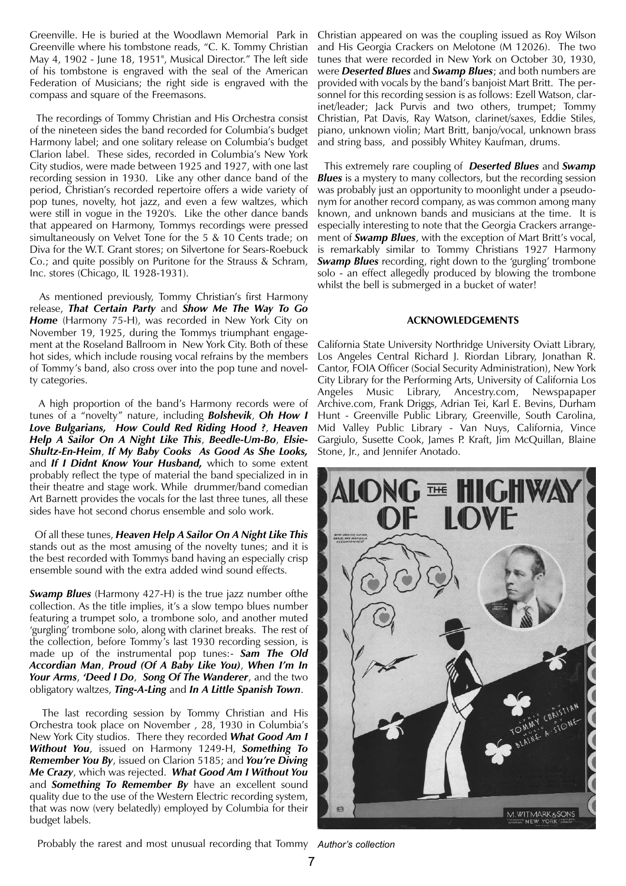Greenville. He is buried at the Woodlawn Memorial Park in Greenville where his tombstone reads, "C. K. Tommy Christian May 4, 1902 - June 18, 1951", Musical Director." The left side of his tombstone is engraved with the seal of the American Federation of Musicians; the right side is engraved with the compass and square of the Freemasons.

The recordings of Tommy Christian and His Orchestra consist of the nineteen sides the band recorded for Columbia's budget Harmony label; and one solitary release on Columbia's budget Clarion label. These sides, recorded in Columbia's New York City studios, were made between 1925 and 1927, with one last recording session in 1930. Like any other dance band of the period, Christian's recorded repertoire offers a wide variety of pop tunes, novelty, hot jazz, and even a few waltzes, which were still in vogue in the 1920's. Like the other dance bands that appeared on Harmony, Tommys recordings were pressed simultaneously on Velvet Tone for the 5 & 10 Cents trade; on Diva for the W.T. Grant stores; on Silvertone for Sears-Roebuck Co.; and quite possibly on Puritone for the Strauss & Schram, Inc. stores (Chicago, IL 1928-1931).

As mentioned previously, Tommy Christian's first Harmony release, ***That Certain Party*** and ***Show Me The Way To Go Home*** (Harmony 75-H), was recorded in New York City on November 19, 1925, during the Tommys triumphant engagement at the Roseland Ballroom in New York City. Both of these hot sides, which include rousing vocal refrains by the members of Tommy's band, also cross over into the pop tune and novelty categories.

A high proportion of the band's Harmony records were of tunes of a "novelty" nature, including ***Bolshevik***, ***Oh How I Love Bulgarians, How Could Red Riding Hood ?***, ***Heaven Help A Sailor On A Night Like This***, ***Beedle-Um-Bo***, ***Elsie-Shultz-En-Heim***, ***If My Baby Cooks As Good As She Looks,*** and ***If I Didnt Know Your Husband,*** which to some extent probably reflect the type of material the band specialized in in their theatre and stage work. While drummer/band comedian Art Barnett provides the vocals for the last three tunes, all these sides have hot second chorus ensemble and solo work.

Of all these tunes, ***Heaven Help A Sailor On A Night Like This*** stands out as the most amusing of the novelty tunes; and it is the best recorded with Tommys band having an especially crisp ensemble sound with the extra added wind sound effects.

***Swamp Blues*** (Harmony 427-H) is the true jazz number ofthe collection. As the title implies, it's a slow tempo blues number featuring a trumpet solo, a trombone solo, and another muted 'gurgling' trombone solo, along with clarinet breaks. The rest of the collection, before Tommy's last 1930 recording session, is made up of the instrumental pop tunes:- ***Sam The Old Accordian Man***, ***Proud (Of A Baby Like You)***, ***When I'm In Your Arms***, ***'Deed I Do***, ***Song Of The Wanderer***, and the two obligatory waltzes, ***Ting-A-Ling*** and ***In A Little Spanish Town***.

The last recording session by Tommy Christian and His Orchestra took place on November , 28, 1930 in Columbia's New York City studios. There they recorded ***What Good Am I Without You***, issued on Harmony 1249-H, ***Something To Remember You By***, issued on Clarion 5185; and ***You're Diving Me Crazy***, which was rejected. ***What Good Am I Without You*** and ***Something To Remember By*** have an excellent sound quality due to the use of the Western Electric recording system, that was now (very belatedly) employed by Columbia for their budget labels.

Probably the rarest and most unusual recording that Tommy Christian appeared on was the coupling issued as Roy Wilson and His Georgia Crackers on Melotone (M 12026). The two tunes that were recorded in New York on October 30, 1930, were ***Deserted Blues*** and ***Swamp Blues***; and both numbers are provided with vocals by the band's banjoist Mart Britt. The personnel for this recording session is as follows: Ezell Watson, clarinet/leader; Jack Purvis and two others, trumpet; Tommy Christian, Pat Davis, Ray Watson, clarinet/saxes, Eddie Stiles, piano, unknown violin; Mart Britt, banjo/vocal, unknown brass and string bass, and possibly Whitey Kaufman, drums.

This extremely rare coupling of ***Deserted Blues*** and ***Swamp Blues*** is a mystery to many collectors, but the recording session was probably just an opportunity to moonlight under a pseudonym for another record company, as was common among many known, and unknown bands and musicians at the time. It is especially interesting to note that the Georgia Crackers arrangement of ***Swamp Blues***, with the exception of Mart Britt's vocal, is remarkably similar to Tommy Christians 1927 Harmony ***Swamp Blues*** recording, right down to the 'gurgling' trombone solo - an effect allegedly produced by blowing the trombone whilst the bell is submerged in a bucket of water!

**ACKNOWLEDGEMENTS**

California State University Northridge University Oviatt Library, Los Angeles Central Richard J. Riordan Library, Jonathan R. Cantor, FOIA Officer (Social Security Administration), New York City Library for the Performing Arts, University of California Los Angeles Music Library, Ancestry.com, Newspapaper Archive.com, Frank Driggs, Adrian Tei, Karl E. Bevins, Durham Hunt - Greenville Public Library, Greenville, South Carolina, Mid Valley Public Library - Van Nuys, California, Vince Gargiulo, Susette Cook, James P. Kraft, Jim McQuillan, Blaine Stone, Jr., and Jennifer Anotado.

*Author's collection*